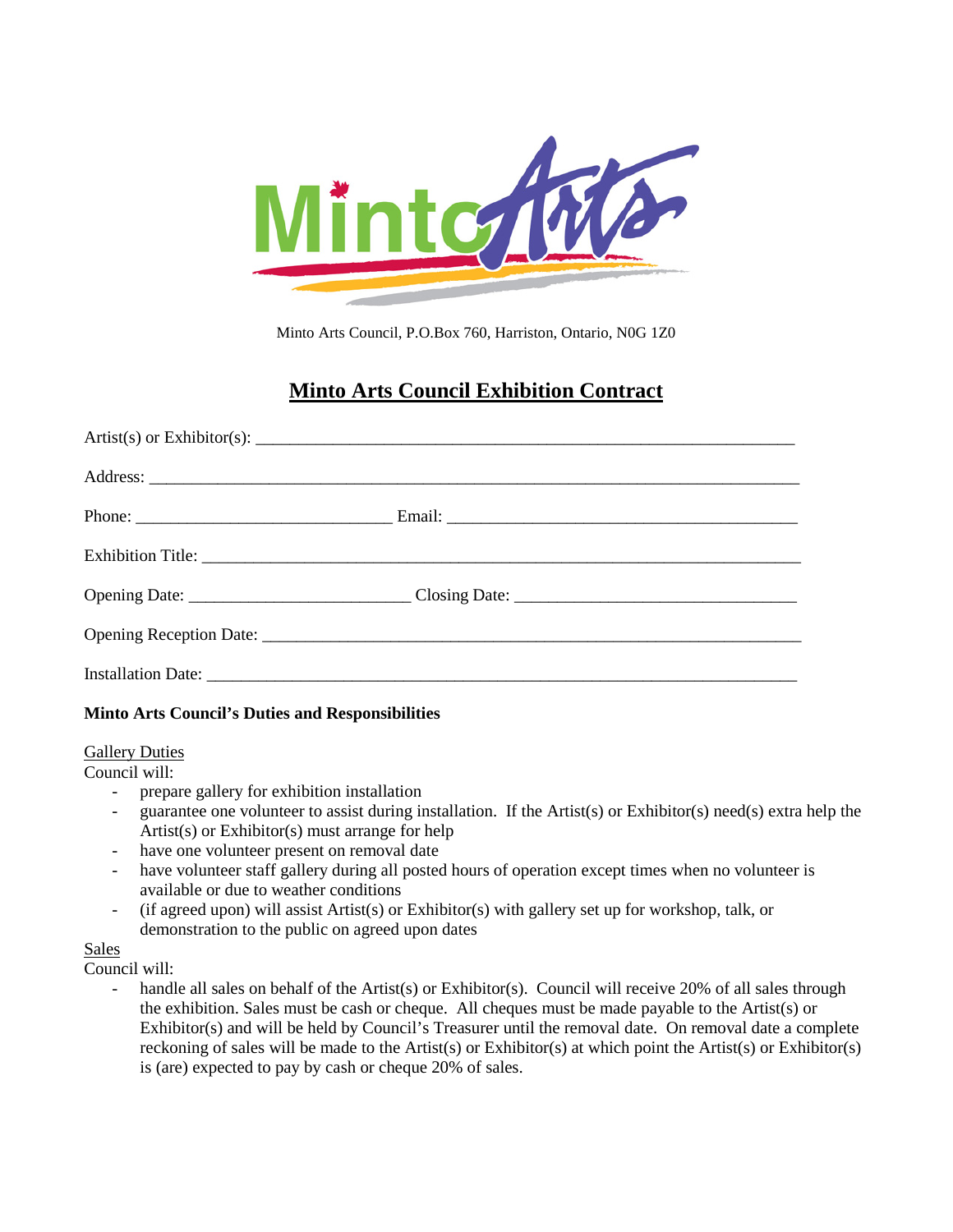Minto Arts Council, P.O.Box 760, Harriston, Ontario, N0G 1Z0

# Minto Arts Council Exhibition Contract

Artist(s) or Exhibitor(s): ___________________________________________________________

Address: ___________________________________________________________________

Phone: ____________________________ Email: _______________________________________

Exhibition Title: _____________________________________________________________

Opening Date: ________________________ Closing Date: ______________________________

Opening Reception Date: _______________________________________________________

Installation Date: ____________________________________________________________

**Minto Arts Council's Duties and Responsibilities**

Gallery Duties

Council will:

- prepare gallery for exhibition installation
- guarantee one volunteer to assist during installation. If the Artist(s) or Exhibitor(s) need(s) extra help the Artist(s) or Exhibitor(s) must arrange for help
- have one volunteer present on removal date
- have volunteer staff gallery during all posted hours of operation except times when no volunteer is available or due to weather conditions
- (if agreed upon) will assist Artist(s) or Exhibitor(s) with gallery set up for workshop, talk, or demonstration to the public on agreed upon dates

Sales

Council will:

- handle all sales on behalf of the Artist(s) or Exhibitor(s). Council will receive 20% of all sales through the exhibition. Sales must be cash or cheque. All cheques must be made payable to the Artist(s) or Exhibitor(s) and will be held by Council's Treasurer until the removal date. On removal date a complete reckoning of sales will be made to the Artist(s) or Exhibitor(s) at which point the Artist(s) or Exhibitor(s) is (are) expected to pay by cash or cheque 20% of sales.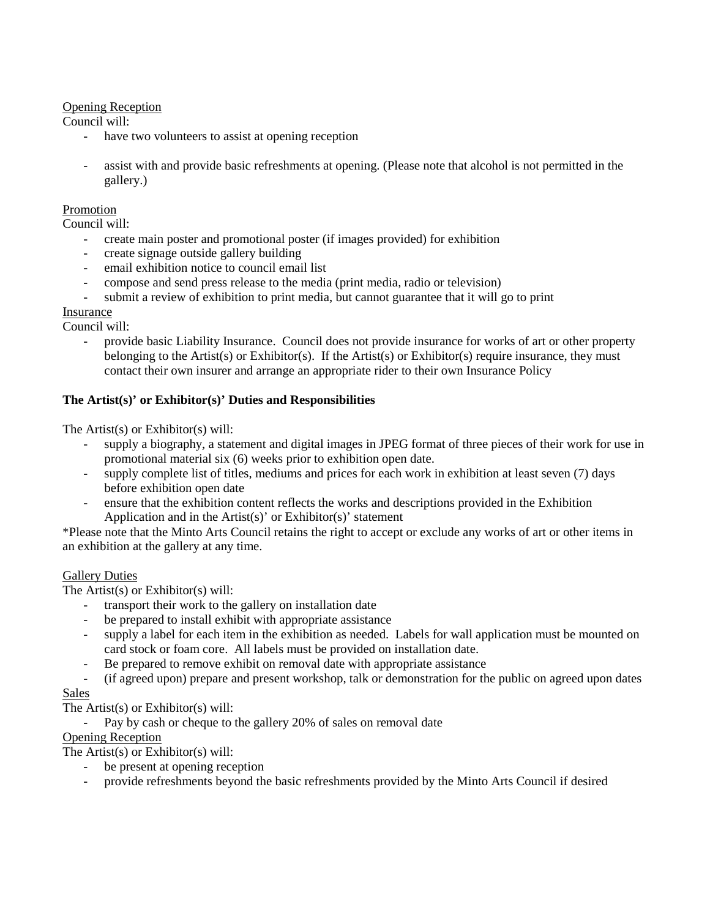<u>Opening Reception</u>

Council will:

- have two volunteers to assist at opening reception

- assist with and provide basic refreshments at opening. (Please note that alcohol is not permitted in the gallery.)

<u>Promotion</u>

Council will:

- create main poster and promotional poster (if images provided) for exhibition
- create signage outside gallery building
- email exhibition notice to council email list
- compose and send press release to the media (print media, radio or television)
- submit a review of exhibition to print media, but cannot guarantee that it will go to print

<u>Insurance</u>

Council will:

- provide basic Liability Insurance. Council does not provide insurance for works of art or other property belonging to the Artist(s) or Exhibitor(s). If the Artist(s) or Exhibitor(s) require insurance, they must contact their own insurer and arrange an appropriate rider to their own Insurance Policy

**The Artist(s)' or Exhibitor(s)' Duties and Responsibilities**

The Artist(s) or Exhibitor(s) will:

- supply a biography, a statement and digital images in JPEG format of three pieces of their work for use in promotional material six (6) weeks prior to exhibition open date.
- supply complete list of titles, mediums and prices for each work in exhibition at least seven (7) days before exhibition open date
- ensure that the exhibition content reflects the works and descriptions provided in the Exhibition Application and in the Artist(s)' or Exhibitor(s)' statement

*Please note that the Minto Arts Council retains the right to accept or exclude any works of art or other items in an exhibition at the gallery at any time.

<u>Gallery Duties</u>

The Artist(s) or Exhibitor(s) will:

- transport their work to the gallery on installation date
- be prepared to install exhibit with appropriate assistance
- supply a label for each item in the exhibition as needed. Labels for wall application must be mounted on card stock or foam core. All labels must be provided on installation date.
- Be prepared to remove exhibit on removal date with appropriate assistance
- (if agreed upon) prepare and present workshop, talk or demonstration for the public on agreed upon dates

<u>Sales</u>

The Artist(s) or Exhibitor(s) will:

- Pay by cash or cheque to the gallery 20% of sales on removal date

<u>Opening Reception</u>

The Artist(s) or Exhibitor(s) will:

- be present at opening reception
- provide refreshments beyond the basic refreshments provided by the Minto Arts Council if desired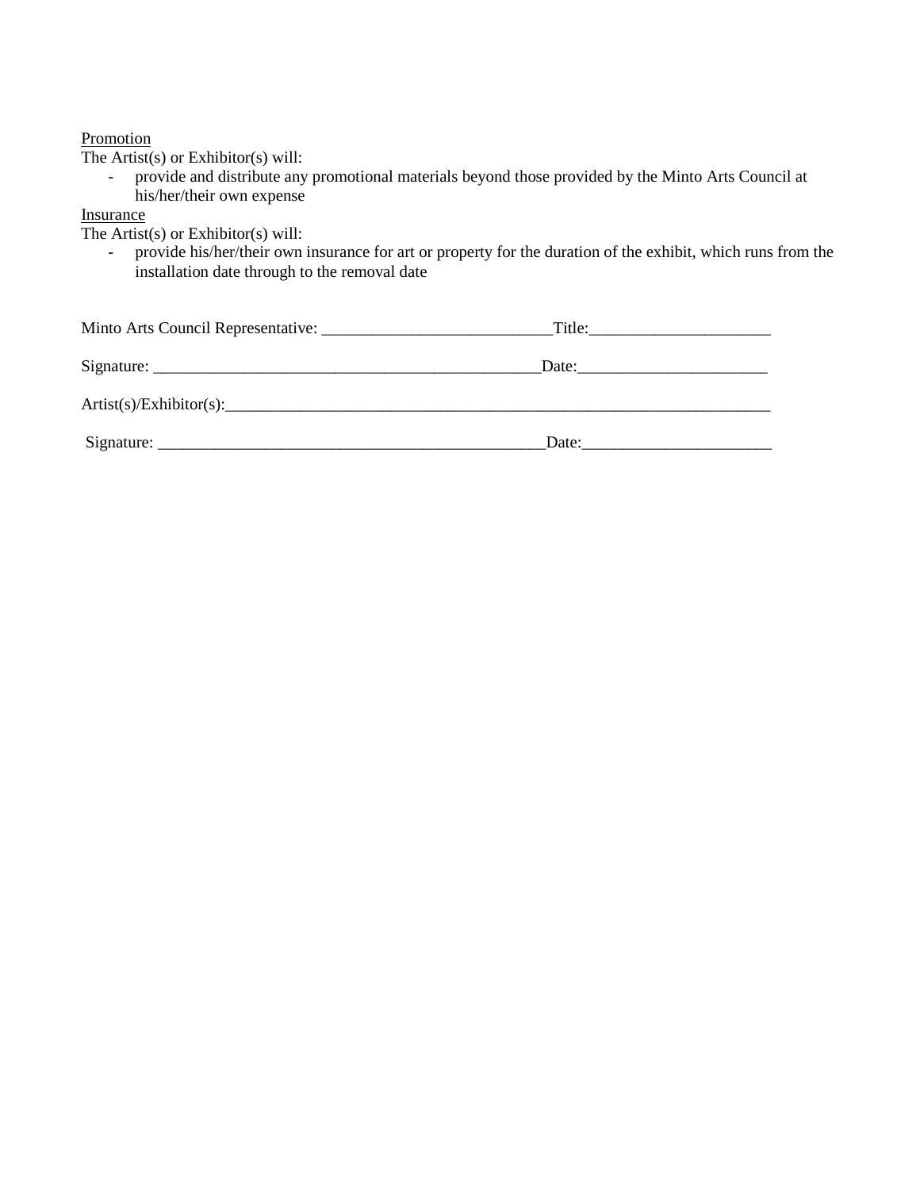Promotion

The Artist(s) or Exhibitor(s) will:

- provide and distribute any promotional materials beyond those provided by the Minto Arts Council at his/her/their own expense

Insurance

The Artist(s) or Exhibitor(s) will:

- provide his/her/their own insurance for art or property for the duration of the exhibit, which runs from the installation date through to the removal date

Minto Arts Council Representative: ____________________________Title:______________________

Signature: _________________________________________________Date:_______________________

Artist(s)/Exhibitor(s):______________________________________________________________________

Signature: _________________________________________________Date:_______________________